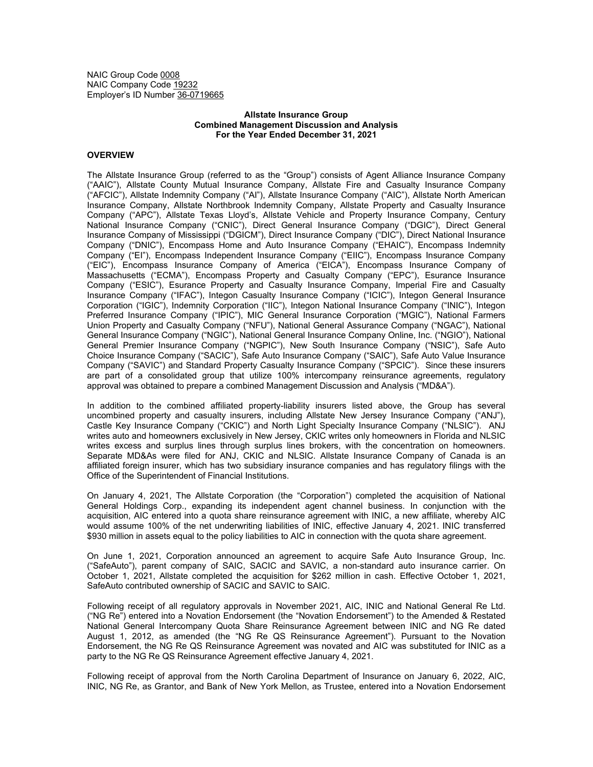NAIC Group Code 0008
NAIC Company Code 19232
Employer's ID Number 36-0719665

**Allstate Insurance Group**
**Combined Management Discussion and Analysis**
**For the Year Ended December 31, 2021**

## OVERVIEW

The Allstate Insurance Group (referred to as the "Group") consists of Agent Alliance Insurance Company ("AAIC"), Allstate County Mutual Insurance Company, Allstate Fire and Casualty Insurance Company ("AFCIC"), Allstate Indemnity Company ("AI"), Allstate Insurance Company ("AIC"), Allstate North American Insurance Company, Allstate Northbrook Indemnity Company, Allstate Property and Casualty Insurance Company ("APC"), Allstate Texas Lloyd's, Allstate Vehicle and Property Insurance Company, Century National Insurance Company ("CNIC"), Direct General Insurance Company ("DGIC"), Direct General Insurance Company of Mississippi ("DGICM"), Direct Insurance Company ("DIC"), Direct National Insurance Company ("DNIC"), Encompass Home and Auto Insurance Company ("EHAIC"), Encompass Indemnity Company ("EI"), Encompass Independent Insurance Company ("EIIC"), Encompass Insurance Company ("EIC"), Encompass Insurance Company of America ("EICA"), Encompass Insurance Company of Massachusetts ("ECMA"), Encompass Property and Casualty Company ("EPC"), Esurance Insurance Company ("ESIC"), Esurance Property and Casualty Insurance Company, Imperial Fire and Casualty Insurance Company ("IFAC"), Integon Casualty Insurance Company ("ICIC"), Integon General Insurance Corporation ("IGIC"), Indemnity Corporation ("IIC"), Integon National Insurance Company ("INIC"), Integon Preferred Insurance Company ("IPIC"), MIC General Insurance Corporation ("MGIC"), National Farmers Union Property and Casualty Company ("NFU"), National General Assurance Company ("NGAC"), National General Insurance Company ("NGIC"), National General Insurance Company Online, Inc. ("NGIO"), National General Premier Insurance Company ("NGPIC"), New South Insurance Company ("NSIC"), Safe Auto Choice Insurance Company ("SACIC"), Safe Auto Insurance Company ("SAIC"), Safe Auto Value Insurance Company ("SAVIC") and Standard Property Casualty Insurance Company ("SPCIC"). Since these insurers are part of a consolidated group that utilize 100% intercompany reinsurance agreements, regulatory approval was obtained to prepare a combined Management Discussion and Analysis ("MD&A").

In addition to the combined affiliated property-liability insurers listed above, the Group has several uncombined property and casualty insurers, including Allstate New Jersey Insurance Company ("ANJ"), Castle Key Insurance Company ("CKIC") and North Light Specialty Insurance Company ("NLSIC"). ANJ writes auto and homeowners exclusively in New Jersey, CKIC writes only homeowners in Florida and NLSIC writes excess and surplus lines through surplus lines brokers, with the concentration on homeowners. Separate MD&As were filed for ANJ, CKIC and NLSIC. Allstate Insurance Company of Canada is an affiliated foreign insurer, which has two subsidiary insurance companies and has regulatory filings with the Office of the Superintendent of Financial Institutions.

On January 4, 2021, The Allstate Corporation (the "Corporation") completed the acquisition of National General Holdings Corp., expanding its independent agent channel business. In conjunction with the acquisition, AIC entered into a quota share reinsurance agreement with INIC, a new affiliate, whereby AIC would assume 100% of the net underwriting liabilities of INIC, effective January 4, 2021. INIC transferred $930 million in assets equal to the policy liabilities to AIC in connection with the quota share agreement.

On June 1, 2021, Corporation announced an agreement to acquire Safe Auto Insurance Group, Inc. ("SafeAuto"), parent company of SAIC, SACIC and SAVIC, a non-standard auto insurance carrier. On October 1, 2021, Allstate completed the acquisition for $262 million in cash. Effective October 1, 2021, SafeAuto contributed ownership of SACIC and SAVIC to SAIC.

Following receipt of all regulatory approvals in November 2021, AIC, INIC and National General Re Ltd. ("NG Re") entered into a Novation Endorsement (the "Novation Endorsement") to the Amended & Restated National General Intercompany Quota Share Reinsurance Agreement between INIC and NG Re dated August 1, 2012, as amended (the "NG Re QS Reinsurance Agreement"). Pursuant to the Novation Endorsement, the NG Re QS Reinsurance Agreement was novated and AIC was substituted for INIC as a party to the NG Re QS Reinsurance Agreement effective January 4, 2021.

Following receipt of approval from the North Carolina Department of Insurance on January 6, 2022, AIC, INIC, NG Re, as Grantor, and Bank of New York Mellon, as Trustee, entered into a Novation Endorsement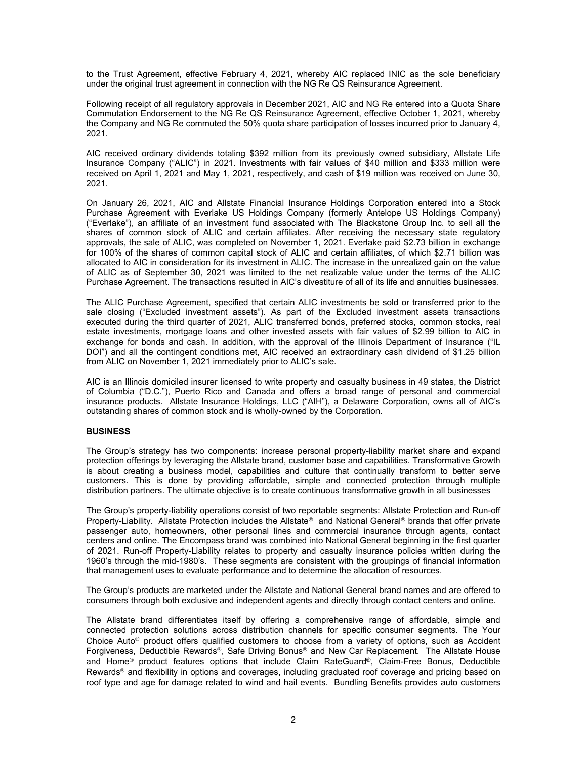to the Trust Agreement, effective February 4, 2021, whereby AIC replaced INIC as the sole beneficiary under the original trust agreement in connection with the NG Re QS Reinsurance Agreement.

Following receipt of all regulatory approvals in December 2021, AIC and NG Re entered into a Quota Share Commutation Endorsement to the NG Re QS Reinsurance Agreement, effective October 1, 2021, whereby the Company and NG Re commuted the 50% quota share participation of losses incurred prior to January 4, 2021.

AIC received ordinary dividends totaling $392 million from its previously owned subsidiary, Allstate Life Insurance Company ("ALIC") in 2021. Investments with fair values of $40 million and $333 million were received on April 1, 2021 and May 1, 2021, respectively, and cash of $19 million was received on June 30, 2021.

On January 26, 2021, AIC and Allstate Financial Insurance Holdings Corporation entered into a Stock Purchase Agreement with Everlake US Holdings Company (formerly Antelope US Holdings Company) ("Everlake"), an affiliate of an investment fund associated with The Blackstone Group Inc. to sell all the shares of common stock of ALIC and certain affiliates. After receiving the necessary state regulatory approvals, the sale of ALIC, was completed on November 1, 2021. Everlake paid $2.73 billion in exchange for 100% of the shares of common capital stock of ALIC and certain affiliates, of which $2.71 billion was allocated to AIC in consideration for its investment in ALIC. The increase in the unrealized gain on the value of ALIC as of September 30, 2021 was limited to the net realizable value under the terms of the ALIC Purchase Agreement. The transactions resulted in AIC's divestiture of all of its life and annuities businesses.

The ALIC Purchase Agreement, specified that certain ALIC investments be sold or transferred prior to the sale closing ("Excluded investment assets"). As part of the Excluded investment assets transactions executed during the third quarter of 2021, ALIC transferred bonds, preferred stocks, common stocks, real estate investments, mortgage loans and other invested assets with fair values of $2.99 billion to AIC in exchange for bonds and cash. In addition, with the approval of the Illinois Department of Insurance ("IL DOI") and all the contingent conditions met, AIC received an extraordinary cash dividend of $1.25 billion from ALIC on November 1, 2021 immediately prior to ALIC's sale.

AIC is an Illinois domiciled insurer licensed to write property and casualty business in 49 states, the District of Columbia ("D.C."), Puerto Rico and Canada and offers a broad range of personal and commercial insurance products. Allstate Insurance Holdings, LLC ("AIH"), a Delaware Corporation, owns all of AIC's outstanding shares of common stock and is wholly-owned by the Corporation.

**BUSINESS**

The Group's strategy has two components: increase personal property-liability market share and expand protection offerings by leveraging the Allstate brand, customer base and capabilities. Transformative Growth is about creating a business model, capabilities and culture that continually transform to better serve customers. This is done by providing affordable, simple and connected protection through multiple distribution partners. The ultimate objective is to create continuous transformative growth in all businesses

The Group's property-liability operations consist of two reportable segments: Allstate Protection and Run-off Property-Liability. Allstate Protection includes the Allstate® and National General® brands that offer private passenger auto, homeowners, other personal lines and commercial insurance through agents, contact centers and online. The Encompass brand was combined into National General beginning in the first quarter of 2021. Run-off Property-Liability relates to property and casualty insurance policies written during the 1960's through the mid-1980's. These segments are consistent with the groupings of financial information that management uses to evaluate performance and to determine the allocation of resources.

The Group's products are marketed under the Allstate and National General brand names and are offered to consumers through both exclusive and independent agents and directly through contact centers and online.

The Allstate brand differentiates itself by offering a comprehensive range of affordable, simple and connected protection solutions across distribution channels for specific consumer segments. The Your Choice Auto® product offers qualified customers to choose from a variety of options, such as Accident Forgiveness, Deductible Rewards®, Safe Driving Bonus® and New Car Replacement. The Allstate House and Home® product features options that include Claim RateGuard®, Claim-Free Bonus, Deductible Rewards® and flexibility in options and coverages, including graduated roof coverage and pricing based on roof type and age for damage related to wind and hail events. Bundling Benefits provides auto customers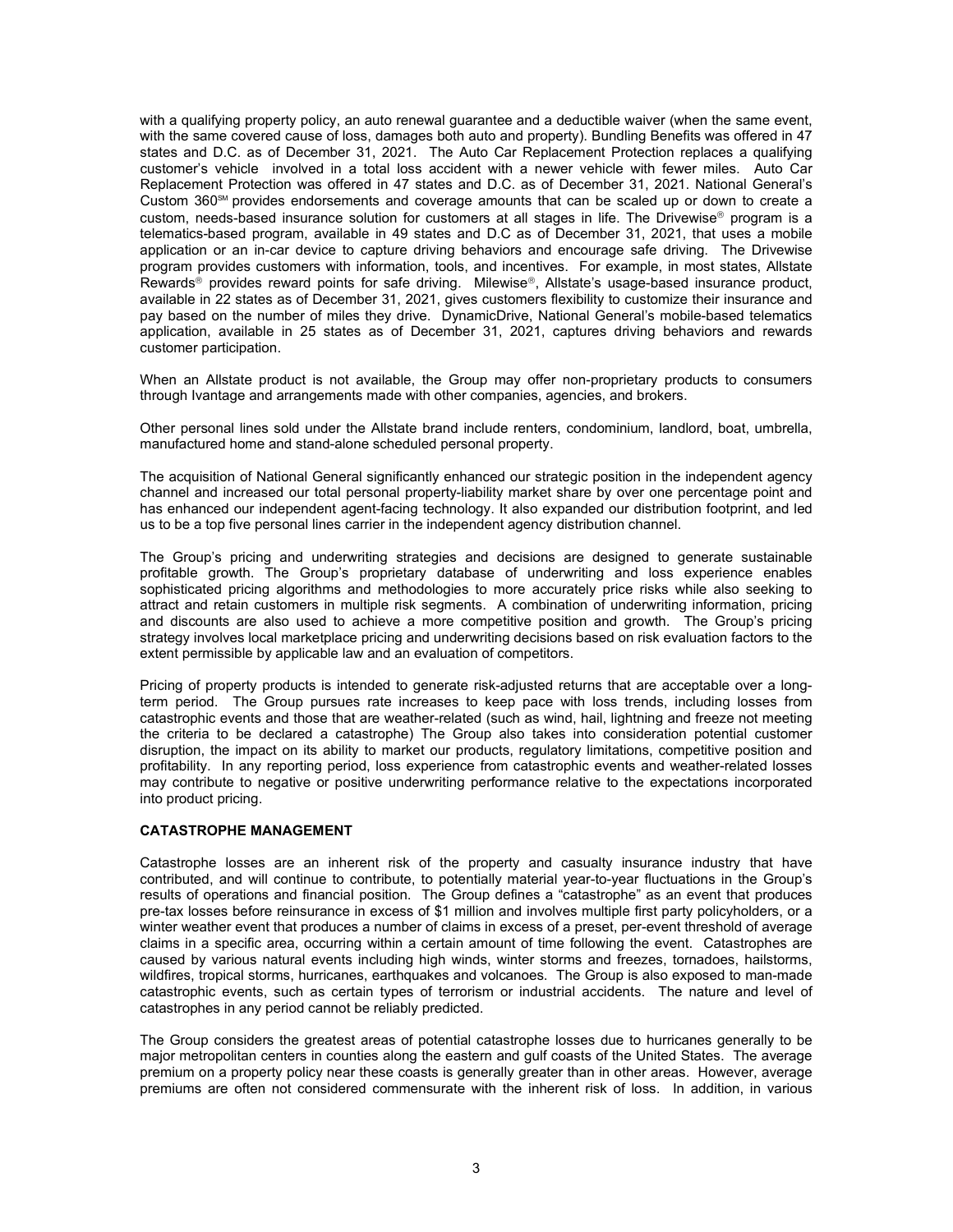with a qualifying property policy, an auto renewal guarantee and a deductible waiver (when the same event, with the same covered cause of loss, damages both auto and property). Bundling Benefits was offered in 47 states and D.C. as of December 31, 2021. The Auto Car Replacement Protection replaces a qualifying customer's vehicle involved in a total loss accident with a newer vehicle with fewer miles. Auto Car Replacement Protection was offered in 47 states and D.C. as of December 31, 2021. National General's Custom 360℠ provides endorsements and coverage amounts that can be scaled up or down to create a custom, needs-based insurance solution for customers at all stages in life. The Drivewise® program is a telematics-based program, available in 49 states and D.C as of December 31, 2021, that uses a mobile application or an in-car device to capture driving behaviors and encourage safe driving. The Drivewise program provides customers with information, tools, and incentives. For example, in most states, Allstate Rewards® provides reward points for safe driving. Milewise®, Allstate's usage-based insurance product, available in 22 states as of December 31, 2021, gives customers flexibility to customize their insurance and pay based on the number of miles they drive. DynamicDrive, National General's mobile-based telematics application, available in 25 states as of December 31, 2021, captures driving behaviors and rewards customer participation.

When an Allstate product is not available, the Group may offer non-proprietary products to consumers through Ivantage and arrangements made with other companies, agencies, and brokers.

Other personal lines sold under the Allstate brand include renters, condominium, landlord, boat, umbrella, manufactured home and stand-alone scheduled personal property.

The acquisition of National General significantly enhanced our strategic position in the independent agency channel and increased our total personal property-liability market share by over one percentage point and has enhanced our independent agent-facing technology. It also expanded our distribution footprint, and led us to be a top five personal lines carrier in the independent agency distribution channel.

The Group's pricing and underwriting strategies and decisions are designed to generate sustainable profitable growth. The Group's proprietary database of underwriting and loss experience enables sophisticated pricing algorithms and methodologies to more accurately price risks while also seeking to attract and retain customers in multiple risk segments. A combination of underwriting information, pricing and discounts are also used to achieve a more competitive position and growth. The Group's pricing strategy involves local marketplace pricing and underwriting decisions based on risk evaluation factors to the extent permissible by applicable law and an evaluation of competitors.

Pricing of property products is intended to generate risk-adjusted returns that are acceptable over a long-term period. The Group pursues rate increases to keep pace with loss trends, including losses from catastrophic events and those that are weather-related (such as wind, hail, lightning and freeze not meeting the criteria to be declared a catastrophe) The Group also takes into consideration potential customer disruption, the impact on its ability to market our products, regulatory limitations, competitive position and profitability. In any reporting period, loss experience from catastrophic events and weather-related losses may contribute to negative or positive underwriting performance relative to the expectations incorporated into product pricing.

## CATASTROPHE MANAGEMENT

Catastrophe losses are an inherent risk of the property and casualty insurance industry that have contributed, and will continue to contribute, to potentially material year-to-year fluctuations in the Group's results of operations and financial position. The Group defines a "catastrophe" as an event that produces pre-tax losses before reinsurance in excess of $1 million and involves multiple first party policyholders, or a winter weather event that produces a number of claims in excess of a preset, per-event threshold of average claims in a specific area, occurring within a certain amount of time following the event. Catastrophes are caused by various natural events including high winds, winter storms and freezes, tornadoes, hailstorms, wildfires, tropical storms, hurricanes, earthquakes and volcanoes. The Group is also exposed to man-made catastrophic events, such as certain types of terrorism or industrial accidents. The nature and level of catastrophes in any period cannot be reliably predicted.

The Group considers the greatest areas of potential catastrophe losses due to hurricanes generally to be major metropolitan centers in counties along the eastern and gulf coasts of the United States. The average premium on a property policy near these coasts is generally greater than in other areas. However, average premiums are often not considered commensurate with the inherent risk of loss. In addition, in various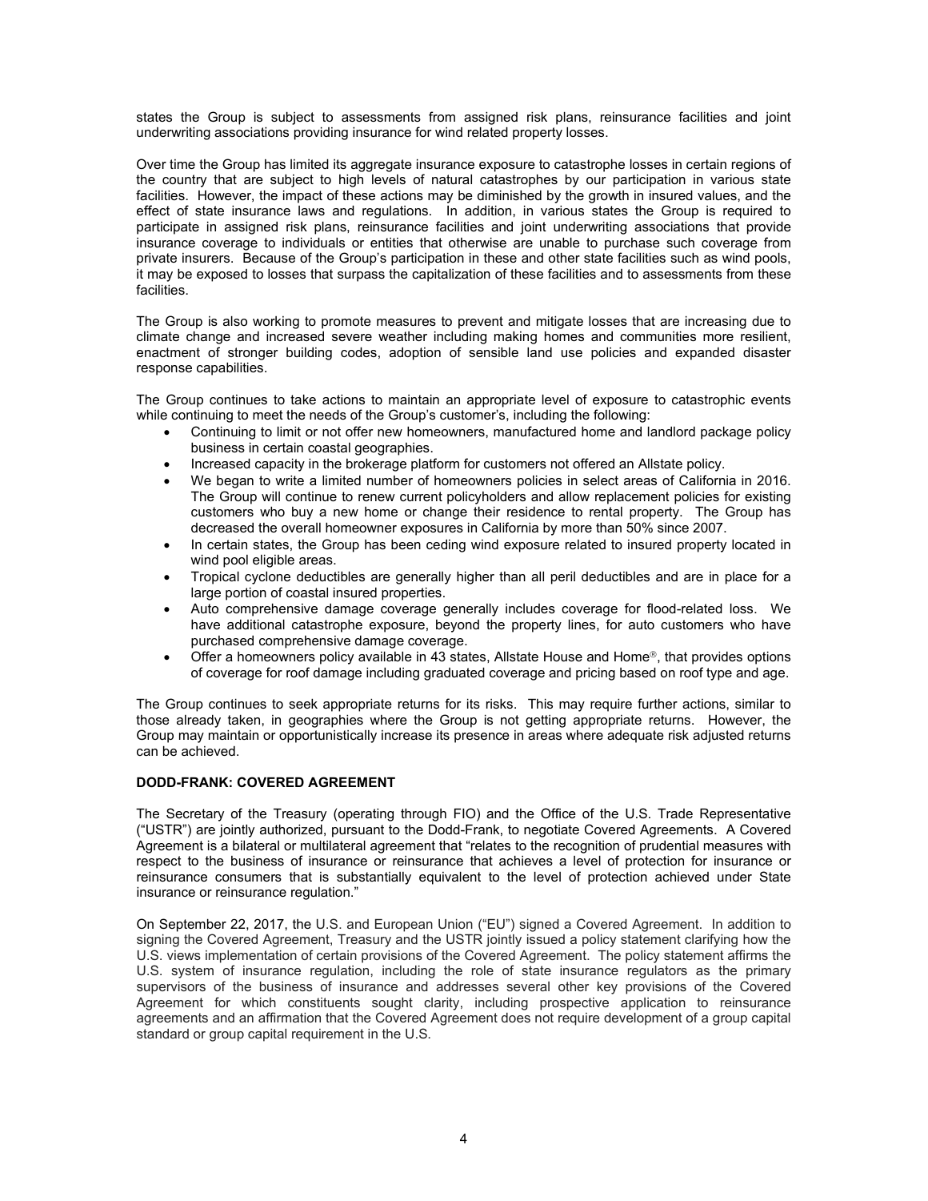states the Group is subject to assessments from assigned risk plans, reinsurance facilities and joint underwriting associations providing insurance for wind related property losses.

Over time the Group has limited its aggregate insurance exposure to catastrophe losses in certain regions of the country that are subject to high levels of natural catastrophes by our participation in various state facilities. However, the impact of these actions may be diminished by the growth in insured values, and the effect of state insurance laws and regulations. In addition, in various states the Group is required to participate in assigned risk plans, reinsurance facilities and joint underwriting associations that provide insurance coverage to individuals or entities that otherwise are unable to purchase such coverage from private insurers. Because of the Group's participation in these and other state facilities such as wind pools, it may be exposed to losses that surpass the capitalization of these facilities and to assessments from these facilities.

The Group is also working to promote measures to prevent and mitigate losses that are increasing due to climate change and increased severe weather including making homes and communities more resilient, enactment of stronger building codes, adoption of sensible land use policies and expanded disaster response capabilities.

The Group continues to take actions to maintain an appropriate level of exposure to catastrophic events while continuing to meet the needs of the Group's customer's, including the following:

- Continuing to limit or not offer new homeowners, manufactured home and landlord package policy business in certain coastal geographies.
- Increased capacity in the brokerage platform for customers not offered an Allstate policy.
- We began to write a limited number of homeowners policies in select areas of California in 2016. The Group will continue to renew current policyholders and allow replacement policies for existing customers who buy a new home or change their residence to rental property. The Group has decreased the overall homeowner exposures in California by more than 50% since 2007.
- In certain states, the Group has been ceding wind exposure related to insured property located in wind pool eligible areas.
- Tropical cyclone deductibles are generally higher than all peril deductibles and are in place for a large portion of coastal insured properties.
- Auto comprehensive damage coverage generally includes coverage for flood-related loss. We have additional catastrophe exposure, beyond the property lines, for auto customers who have purchased comprehensive damage coverage.
- Offer a homeowners policy available in 43 states, Allstate House and Home®, that provides options of coverage for roof damage including graduated coverage and pricing based on roof type and age.

The Group continues to seek appropriate returns for its risks. This may require further actions, similar to those already taken, in geographies where the Group is not getting appropriate returns. However, the Group may maintain or opportunistically increase its presence in areas where adequate risk adjusted returns can be achieved.

**DODD-FRANK: COVERED AGREEMENT**

The Secretary of the Treasury (operating through FIO) and the Office of the U.S. Trade Representative ("USTR") are jointly authorized, pursuant to the Dodd-Frank, to negotiate Covered Agreements. A Covered Agreement is a bilateral or multilateral agreement that "relates to the recognition of prudential measures with respect to the business of insurance or reinsurance that achieves a level of protection for insurance or reinsurance consumers that is substantially equivalent to the level of protection achieved under State insurance or reinsurance regulation."

On September 22, 2017, the U.S. and European Union ("EU") signed a Covered Agreement. In addition to signing the Covered Agreement, Treasury and the USTR jointly issued a policy statement clarifying how the U.S. views implementation of certain provisions of the Covered Agreement. The policy statement affirms the U.S. system of insurance regulation, including the role of state insurance regulators as the primary supervisors of the business of insurance and addresses several other key provisions of the Covered Agreement for which constituents sought clarity, including prospective application to reinsurance agreements and an affirmation that the Covered Agreement does not require development of a group capital standard or group capital requirement in the U.S.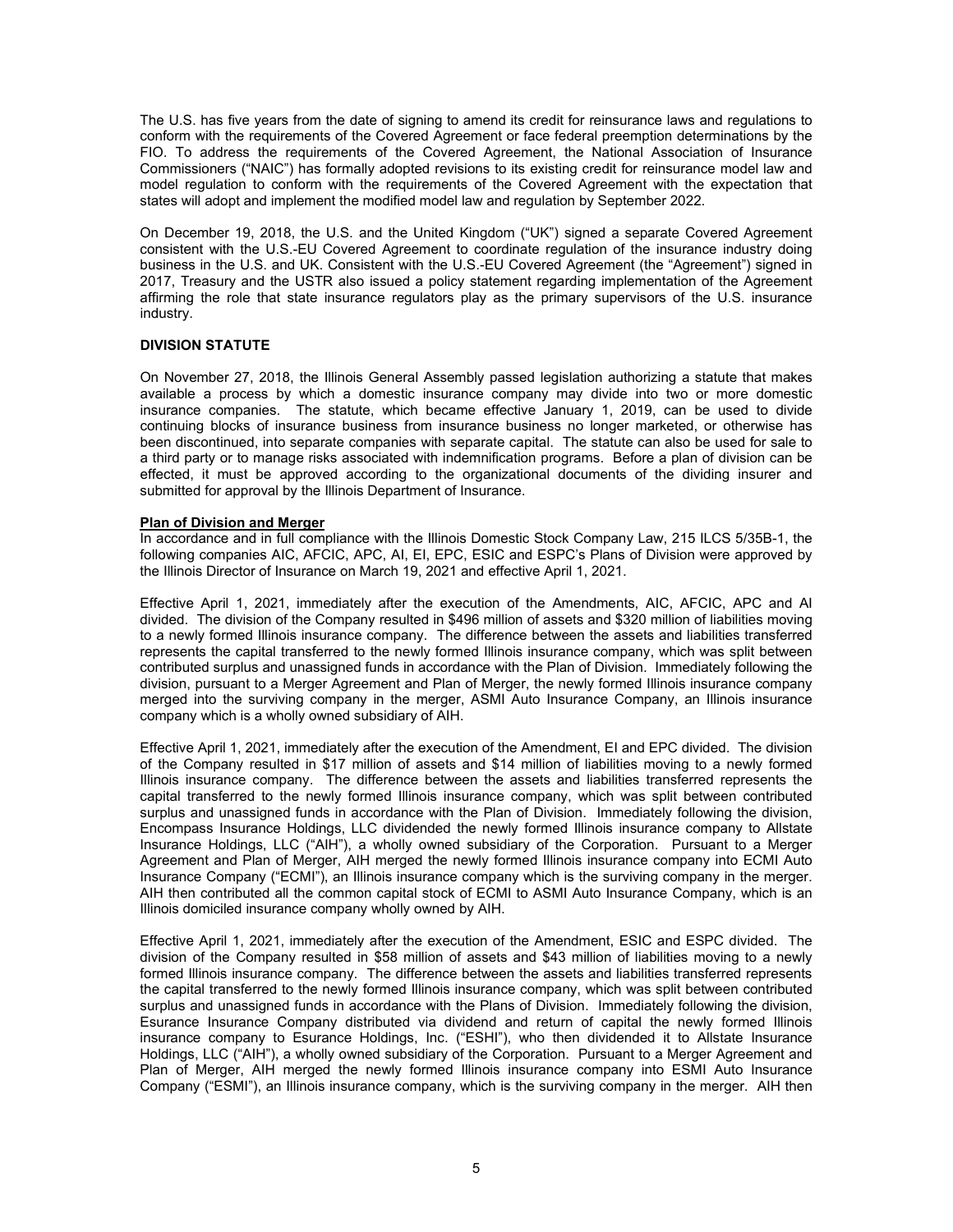The U.S. has five years from the date of signing to amend its credit for reinsurance laws and regulations to conform with the requirements of the Covered Agreement or face federal preemption determinations by the FIO. To address the requirements of the Covered Agreement, the National Association of Insurance Commissioners ("NAIC") has formally adopted revisions to its existing credit for reinsurance model law and model regulation to conform with the requirements of the Covered Agreement with the expectation that states will adopt and implement the modified model law and regulation by September 2022.

On December 19, 2018, the U.S. and the United Kingdom ("UK") signed a separate Covered Agreement consistent with the U.S.-EU Covered Agreement to coordinate regulation of the insurance industry doing business in the U.S. and UK. Consistent with the U.S.-EU Covered Agreement (the "Agreement") signed in 2017, Treasury and the USTR also issued a policy statement regarding implementation of the Agreement affirming the role that state insurance regulators play as the primary supervisors of the U.S. insurance industry.

**DIVISION STATUTE**

On November 27, 2018, the Illinois General Assembly passed legislation authorizing a statute that makes available a process by which a domestic insurance company may divide into two or more domestic insurance companies. The statute, which became effective January 1, 2019, can be used to divide continuing blocks of insurance business from insurance business no longer marketed, or otherwise has been discontinued, into separate companies with separate capital. The statute can also be used for sale to a third party or to manage risks associated with indemnification programs. Before a plan of division can be effected, it must be approved according to the organizational documents of the dividing insurer and submitted for approval by the Illinois Department of Insurance.

**Plan of Division and Merger**

In accordance and in full compliance with the Illinois Domestic Stock Company Law, 215 ILCS 5/35B-1, the following companies AIC, AFCIC, APC, AI, EI, EPC, ESIC and ESPC's Plans of Division were approved by the Illinois Director of Insurance on March 19, 2021 and effective April 1, 2021.

Effective April 1, 2021, immediately after the execution of the Amendments, AIC, AFCIC, APC and AI divided. The division of the Company resulted in $496 million of assets and $320 million of liabilities moving to a newly formed Illinois insurance company. The difference between the assets and liabilities transferred represents the capital transferred to the newly formed Illinois insurance company, which was split between contributed surplus and unassigned funds in accordance with the Plan of Division. Immediately following the division, pursuant to a Merger Agreement and Plan of Merger, the newly formed Illinois insurance company merged into the surviving company in the merger, ASMI Auto Insurance Company, an Illinois insurance company which is a wholly owned subsidiary of AIH.

Effective April 1, 2021, immediately after the execution of the Amendment, EI and EPC divided. The division of the Company resulted in $17 million of assets and $14 million of liabilities moving to a newly formed Illinois insurance company. The difference between the assets and liabilities transferred represents the capital transferred to the newly formed Illinois insurance company, which was split between contributed surplus and unassigned funds in accordance with the Plan of Division. Immediately following the division, Encompass Insurance Holdings, LLC dividended the newly formed Illinois insurance company to Allstate Insurance Holdings, LLC ("AIH"), a wholly owned subsidiary of the Corporation. Pursuant to a Merger Agreement and Plan of Merger, AIH merged the newly formed Illinois insurance company into ECMI Auto Insurance Company ("ECMI"), an Illinois insurance company which is the surviving company in the merger. AIH then contributed all the common capital stock of ECMI to ASMI Auto Insurance Company, which is an Illinois domiciled insurance company wholly owned by AIH.

Effective April 1, 2021, immediately after the execution of the Amendment, ESIC and ESPC divided. The division of the Company resulted in $58 million of assets and $43 million of liabilities moving to a newly formed Illinois insurance company. The difference between the assets and liabilities transferred represents the capital transferred to the newly formed Illinois insurance company, which was split between contributed surplus and unassigned funds in accordance with the Plans of Division. Immediately following the division, Esurance Insurance Company distributed via dividend and return of capital the newly formed Illinois insurance company to Esurance Holdings, Inc. ("ESHI"), who then dividended it to Allstate Insurance Holdings, LLC ("AIH"), a wholly owned subsidiary of the Corporation. Pursuant to a Merger Agreement and Plan of Merger, AIH merged the newly formed Illinois insurance company into ESMI Auto Insurance Company ("ESMI"), an Illinois insurance company, which is the surviving company in the merger. AIH then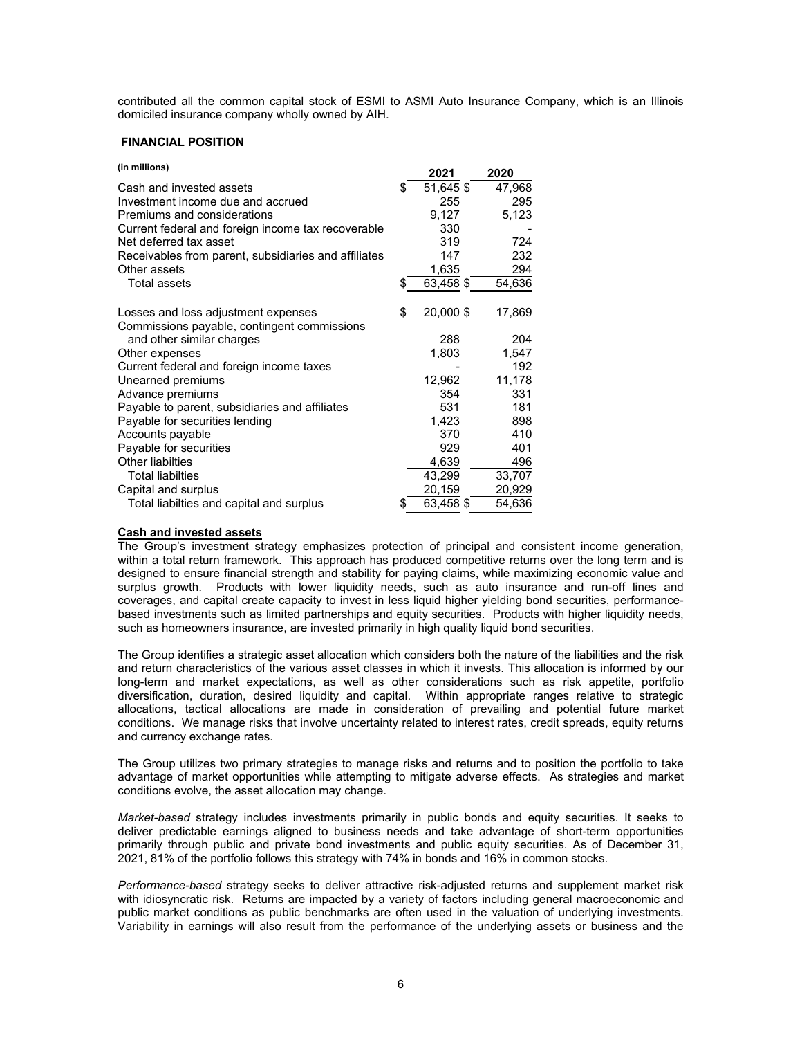contributed all the common capital stock of ESMI to ASMI Auto Insurance Company, which is an Illinois domiciled insurance company wholly owned by AIH.

## FINANCIAL POSITION

| (in millions) | 2021 | 2020 |
|---|---|---|
| Cash and invested assets | $ 51,645 | $ 47,968 |
| Investment income due and accrued | 255 | 295 |
| Premiums and considerations | 9,127 | 5,123 |
| Current federal and foreign income tax recoverable | 330 | - |
| Net deferred tax asset | 319 | 724 |
| Receivables from parent, subsidiaries and affiliates | 147 | 232 |
| Other assets | 1,635 | 294 |
| Total assets | $ 63,458 | $ 54,636 |
| | | |
| Losses and loss adjustment expenses | $ 20,000 | $ 17,869 |
| Commissions payable, contingent commissions and other similar charges | 288 | 204 |
| Other expenses | 1,803 | 1,547 |
| Current federal and foreign income taxes | - | 192 |
| Unearned premiums | 12,962 | 11,178 |
| Advance premiums | 354 | 331 |
| Payable to parent, subsidiaries and affiliates | 531 | 181 |
| Payable for securities lending | 1,423 | 898 |
| Accounts payable | 370 | 410 |
| Payable for securities | 929 | 401 |
| Other liabilties | 4,639 | 496 |
| Total liabilties | 43,299 | 33,707 |
| Capital and surplus | 20,159 | 20,929 |
| Total liabilties and capital and surplus | $ 63,458 | $ 54,636 |

**Cash and invested assets**

The Group's investment strategy emphasizes protection of principal and consistent income generation, within a total return framework. This approach has produced competitive returns over the long term and is designed to ensure financial strength and stability for paying claims, while maximizing economic value and surplus growth. Products with lower liquidity needs, such as auto insurance and run-off lines and coverages, and capital create capacity to invest in less liquid higher yielding bond securities, performance-based investments such as limited partnerships and equity securities. Products with higher liquidity needs, such as homeowners insurance, are invested primarily in high quality liquid bond securities.

The Group identifies a strategic asset allocation which considers both the nature of the liabilities and the risk and return characteristics of the various asset classes in which it invests. This allocation is informed by our long-term and market expectations, as well as other considerations such as risk appetite, portfolio diversification, duration, desired liquidity and capital. Within appropriate ranges relative to strategic allocations, tactical allocations are made in consideration of prevailing and potential future market conditions. We manage risks that involve uncertainty related to interest rates, credit spreads, equity returns and currency exchange rates.

The Group utilizes two primary strategies to manage risks and returns and to position the portfolio to take advantage of market opportunities while attempting to mitigate adverse effects. As strategies and market conditions evolve, the asset allocation may change.

*Market-based* strategy includes investments primarily in public bonds and equity securities. It seeks to deliver predictable earnings aligned to business needs and take advantage of short-term opportunities primarily through public and private bond investments and public equity securities. As of December 31, 2021, 81% of the portfolio follows this strategy with 74% in bonds and 16% in common stocks.

*Performance-based* strategy seeks to deliver attractive risk-adjusted returns and supplement market risk with idiosyncratic risk. Returns are impacted by a variety of factors including general macroeconomic and public market conditions as public benchmarks are often used in the valuation of underlying investments. Variability in earnings will also result from the performance of the underlying assets or business and the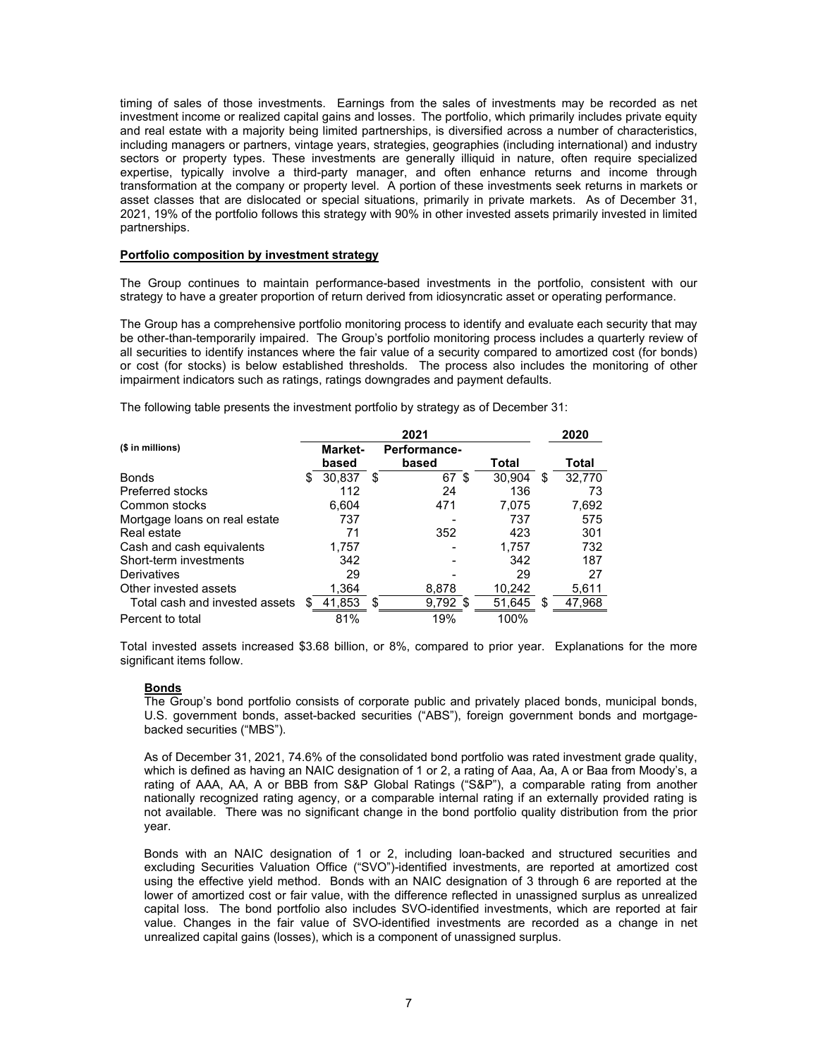timing of sales of those investments. Earnings from the sales of investments may be recorded as net investment income or realized capital gains and losses. The portfolio, which primarily includes private equity and real estate with a majority being limited partnerships, is diversified across a number of characteristics, including managers or partners, vintage years, strategies, geographies (including international) and industry sectors or property types. These investments are generally illiquid in nature, often require specialized expertise, typically involve a third-party manager, and often enhance returns and income through transformation at the company or property level. A portion of these investments seek returns in markets or asset classes that are dislocated or special situations, primarily in private markets. As of December 31, 2021, 19% of the portfolio follows this strategy with 90% in other invested assets primarily invested in limited partnerships.

**Portfolio composition by investment strategy**

The Group continues to maintain performance-based investments in the portfolio, consistent with our strategy to have a greater proportion of return derived from idiosyncratic asset or operating performance.

The Group has a comprehensive portfolio monitoring process to identify and evaluate each security that may be other-than-temporarily impaired. The Group's portfolio monitoring process includes a quarterly review of all securities to identify instances where the fair value of a security compared to amortized cost (for bonds) or cost (for stocks) is below established thresholds. The process also includes the monitoring of other impairment indicators such as ratings, ratings downgrades and payment defaults.

The following table presents the investment portfolio by strategy as of December 31:

| ($ in millions) | 2021 | | | 2020 |
|---|---|---|---|---|
| | Market-based | Performance-based | Total | Total |
| Bonds | $ 30,837 | $ 67 | $ 30,904 | $ 32,770 |
| Preferred stocks | 112 | 24 | 136 | 73 |
| Common stocks | 6,604 | 471 | 7,075 | 7,692 |
| Mortgage loans on real estate | 737 | - | 737 | 575 |
| Real estate | 71 | 352 | 423 | 301 |
| Cash and cash equivalents | 1,757 | - | 1,757 | 732 |
| Short-term investments | 342 | - | 342 | 187 |
| Derivatives | 29 | - | 29 | 27 |
| Other invested assets | 1,364 | 8,878 | 10,242 | 5,611 |
| Total cash and invested assets | $ 41,853 | $ 9,792 | $ 51,645 | $ 47,968 |
| Percent to total | 81% | 19% | 100% | |

Total invested assets increased $3.68 billion, or 8%, compared to prior year. Explanations for the more significant items follow.

**Bonds**

The Group's bond portfolio consists of corporate public and privately placed bonds, municipal bonds, U.S. government bonds, asset-backed securities ("ABS"), foreign government bonds and mortgage-backed securities ("MBS").

As of December 31, 2021, 74.6% of the consolidated bond portfolio was rated investment grade quality, which is defined as having an NAIC designation of 1 or 2, a rating of Aaa, Aa, A or Baa from Moody's, a rating of AAA, AA, A or BBB from S&P Global Ratings ("S&P"), a comparable rating from another nationally recognized rating agency, or a comparable internal rating if an externally provided rating is not available. There was no significant change in the bond portfolio quality distribution from the prior year.

Bonds with an NAIC designation of 1 or 2, including loan-backed and structured securities and excluding Securities Valuation Office ("SVO")-identified investments, are reported at amortized cost using the effective yield method. Bonds with an NAIC designation of 3 through 6 are reported at the lower of amortized cost or fair value, with the difference reflected in unassigned surplus as unrealized capital loss. The bond portfolio also includes SVO-identified investments, which are reported at fair value. Changes in the fair value of SVO-identified investments are recorded as a change in net unrealized capital gains (losses), which is a component of unassigned surplus.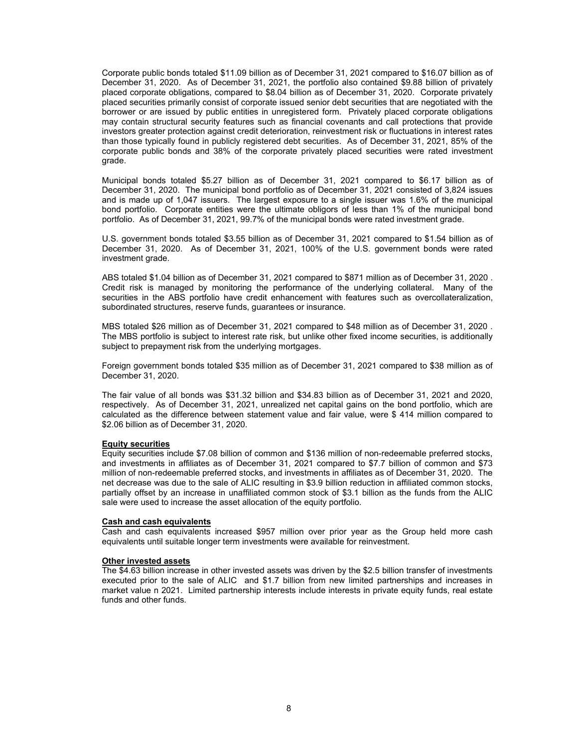Corporate public bonds totaled $11.09 billion as of December 31, 2021 compared to $16.07 billion as of December 31, 2020. As of December 31, 2021, the portfolio also contained $9.88 billion of privately placed corporate obligations, compared to $8.04 billion as of December 31, 2020. Corporate privately placed securities primarily consist of corporate issued senior debt securities that are negotiated with the borrower or are issued by public entities in unregistered form. Privately placed corporate obligations may contain structural security features such as financial covenants and call protections that provide investors greater protection against credit deterioration, reinvestment risk or fluctuations in interest rates than those typically found in publicly registered debt securities. As of December 31, 2021, 85% of the corporate public bonds and 38% of the corporate privately placed securities were rated investment grade.

Municipal bonds totaled $5.27 billion as of December 31, 2021 compared to $6.17 billion as of December 31, 2020. The municipal bond portfolio as of December 31, 2021 consisted of 3,824 issues and is made up of 1,047 issuers. The largest exposure to a single issuer was 1.6% of the municipal bond portfolio. Corporate entities were the ultimate obligors of less than 1% of the municipal bond portfolio. As of December 31, 2021, 99.7% of the municipal bonds were rated investment grade.

U.S. government bonds totaled $3.55 billion as of December 31, 2021 compared to $1.54 billion as of December 31, 2020. As of December 31, 2021, 100% of the U.S. government bonds were rated investment grade.

ABS totaled $1.04 billion as of December 31, 2021 compared to $871 million as of December 31, 2020 . Credit risk is managed by monitoring the performance of the underlying collateral. Many of the securities in the ABS portfolio have credit enhancement with features such as overcollateralization, subordinated structures, reserve funds, guarantees or insurance.

MBS totaled $26 million as of December 31, 2021 compared to $48 million as of December 31, 2020 . The MBS portfolio is subject to interest rate risk, but unlike other fixed income securities, is additionally subject to prepayment risk from the underlying mortgages.

Foreign government bonds totaled $35 million as of December 31, 2021 compared to $38 million as of December 31, 2020.

The fair value of all bonds was $31.32 billion and $34.83 billion as of December 31, 2021 and 2020, respectively. As of December 31, 2021, unrealized net capital gains on the bond portfolio, which are calculated as the difference between statement value and fair value, were $ 414 million compared to $2.06 billion as of December 31, 2020.

**Equity securities**

Equity securities include $7.08 billion of common and $136 million of non-redeemable preferred stocks, and investments in affiliates as of December 31, 2021 compared to $7.7 billion of common and $73 million of non-redeemable preferred stocks, and investments in affiliates as of December 31, 2020. The net decrease was due to the sale of ALIC resulting in $3.9 billion reduction in affiliated common stocks, partially offset by an increase in unaffiliated common stock of $3.1 billion as the funds from the ALIC sale were used to increase the asset allocation of the equity portfolio.

**Cash and cash equivalents**

Cash and cash equivalents increased $957 million over prior year as the Group held more cash equivalents until suitable longer term investments were available for reinvestment.

**Other invested assets**

The $4.63 billion increase in other invested assets was driven by the $2.5 billion transfer of investments executed prior to the sale of ALIC and $1.7 billion from new limited partnerships and increases in market value n 2021. Limited partnership interests include interests in private equity funds, real estate funds and other funds.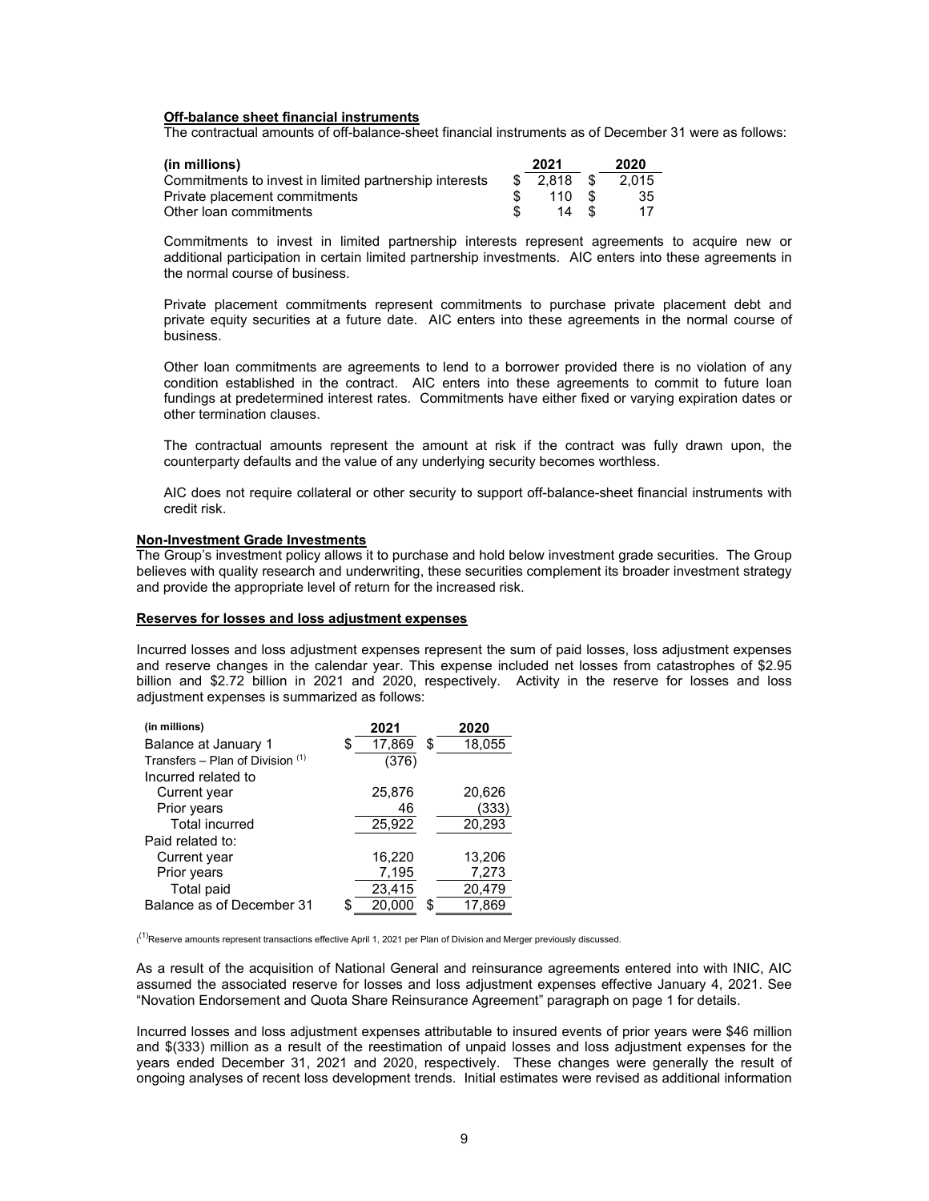**Off-balance sheet financial instruments**

The contractual amounts of off-balance-sheet financial instruments as of December 31 were as follows:

| (in millions) | 2021 | 2020 |
|---|---|---|
| Commitments to invest in limited partnership interests | $ 2,818 | $ 2,015 |
| Private placement commitments | $ 110 | $ 35 |
| Other loan commitments | $ 14 | $ 17 |

Commitments to invest in limited partnership interests represent agreements to acquire new or additional participation in certain limited partnership investments. AIC enters into these agreements in the normal course of business.

Private placement commitments represent commitments to purchase private placement debt and private equity securities at a future date. AIC enters into these agreements in the normal course of business.

Other loan commitments are agreements to lend to a borrower provided there is no violation of any condition established in the contract. AIC enters into these agreements to commit to future loan fundings at predetermined interest rates. Commitments have either fixed or varying expiration dates or other termination clauses.

The contractual amounts represent the amount at risk if the contract was fully drawn upon, the counterparty defaults and the value of any underlying security becomes worthless.

AIC does not require collateral or other security to support off-balance-sheet financial instruments with credit risk.

**Non-Investment Grade Investments**

The Group's investment policy allows it to purchase and hold below investment grade securities. The Group believes with quality research and underwriting, these securities complement its broader investment strategy and provide the appropriate level of return for the increased risk.

**Reserves for losses and loss adjustment expenses**

Incurred losses and loss adjustment expenses represent the sum of paid losses, loss adjustment expenses and reserve changes in the calendar year. This expense included net losses from catastrophes of $2.95 billion and $2.72 billion in 2021 and 2020, respectively. Activity in the reserve for losses and loss adjustment expenses is summarized as follows:

| (in millions) | 2021 | 2020 |
|---|---|---|
| Balance at January 1 | $ 17,869 | $ 18,055 |
| Transfers – Plan of Division [1] | (376) | |
| Incurred related to | | |
| Current year | 25,876 | 20,626 |
| Prior years | 46 | (333) |
| Total incurred | 25,922 | 20,293 |
| Paid related to: | | |
| Current year | 16,220 | 13,206 |
| Prior years | 7,195 | 7,273 |
| Total paid | 23,415 | 20,479 |
| Balance as of December 31 | $ 20,000 | $ 17,869 |

[1] Reserve amounts represent transactions effective April 1, 2021 per Plan of Division and Merger previously discussed.

As a result of the acquisition of National General and reinsurance agreements entered into with INIC, AIC assumed the associated reserve for losses and loss adjustment expenses effective January 4, 2021. See "Novation Endorsement and Quota Share Reinsurance Agreement" paragraph on page 1 for details.

Incurred losses and loss adjustment expenses attributable to insured events of prior years were $46 million and $(333) million as a result of the reestimation of unpaid losses and loss adjustment expenses for the years ended December 31, 2021 and 2020, respectively. These changes were generally the result of ongoing analyses of recent loss development trends. Initial estimates were revised as additional information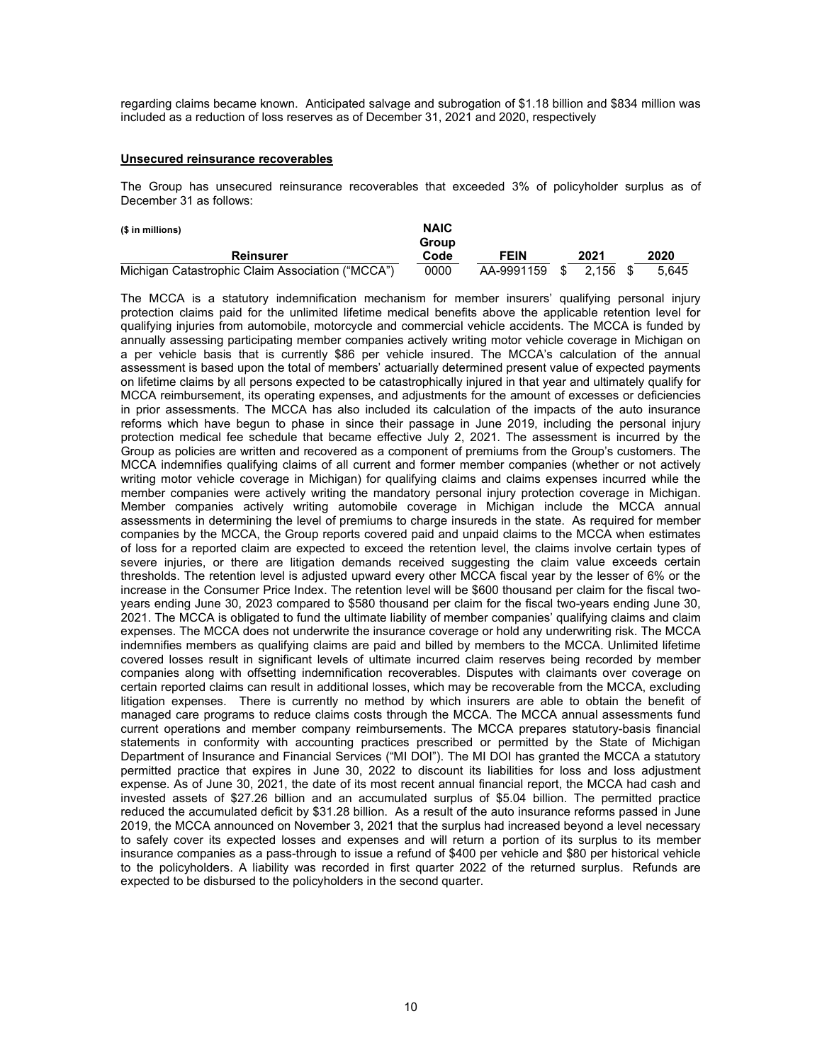regarding claims became known. Anticipated salvage and subrogation of $1.18 billion and $834 million was included as a reduction of loss reserves as of December 31, 2021 and 2020, respectively

**Unsecured reinsurance recoverables**

The Group has unsecured reinsurance recoverables that exceeded 3% of policyholder surplus as of December 31 as follows:

| ($ in millions) Reinsurer | NAIC Group Code | FEIN | 2021 | 2020 |
|---|---|---|---|---|
| Michigan Catastrophic Claim Association ("MCCA") | 0000 | AA-9991159 | $ 2,156 | $ 5,645 |

The MCCA is a statutory indemnification mechanism for member insurers' qualifying personal injury protection claims paid for the unlimited lifetime medical benefits above the applicable retention level for qualifying injuries from automobile, motorcycle and commercial vehicle accidents. The MCCA is funded by annually assessing participating member companies actively writing motor vehicle coverage in Michigan on a per vehicle basis that is currently $86 per vehicle insured. The MCCA's calculation of the annual assessment is based upon the total of members' actuarially determined present value of expected payments on lifetime claims by all persons expected to be catastrophically injured in that year and ultimately qualify for MCCA reimbursement, its operating expenses, and adjustments for the amount of excesses or deficiencies in prior assessments. The MCCA has also included its calculation of the impacts of the auto insurance reforms which have begun to phase in since their passage in June 2019, including the personal injury protection medical fee schedule that became effective July 2, 2021. The assessment is incurred by the Group as policies are written and recovered as a component of premiums from the Group's customers. The MCCA indemnifies qualifying claims of all current and former member companies (whether or not actively writing motor vehicle coverage in Michigan) for qualifying claims and claims expenses incurred while the member companies were actively writing the mandatory personal injury protection coverage in Michigan. Member companies actively writing automobile coverage in Michigan include the MCCA annual assessments in determining the level of premiums to charge insureds in the state. As required for member companies by the MCCA, the Group reports covered paid and unpaid claims to the MCCA when estimates of loss for a reported claim are expected to exceed the retention level, the claims involve certain types of severe injuries, or there are litigation demands received suggesting the claim value exceeds certain thresholds. The retention level is adjusted upward every other MCCA fiscal year by the lesser of 6% or the increase in the Consumer Price Index. The retention level will be $600 thousand per claim for the fiscal two-years ending June 30, 2023 compared to $580 thousand per claim for the fiscal two-years ending June 30, 2021. The MCCA is obligated to fund the ultimate liability of member companies' qualifying claims and claim expenses. The MCCA does not underwrite the insurance coverage or hold any underwriting risk. The MCCA indemnifies members as qualifying claims are paid and billed by members to the MCCA. Unlimited lifetime covered losses result in significant levels of ultimate incurred claim reserves being recorded by member companies along with offsetting indemnification recoverables. Disputes with claimants over coverage on certain reported claims can result in additional losses, which may be recoverable from the MCCA, excluding litigation expenses. There is currently no method by which insurers are able to obtain the benefit of managed care programs to reduce claims costs through the MCCA. The MCCA annual assessments fund current operations and member company reimbursements. The MCCA prepares statutory-basis financial statements in conformity with accounting practices prescribed or permitted by the State of Michigan Department of Insurance and Financial Services ("MI DOI"). The MI DOI has granted the MCCA a statutory permitted practice that expires in June 30, 2022 to discount its liabilities for loss and loss adjustment expense. As of June 30, 2021, the date of its most recent annual financial report, the MCCA had cash and invested assets of $27.26 billion and an accumulated surplus of $5.04 billion. The permitted practice reduced the accumulated deficit by $31.28 billion. As a result of the auto insurance reforms passed in June 2019, the MCCA announced on November 3, 2021 that the surplus had increased beyond a level necessary to safely cover its expected losses and expenses and will return a portion of its surplus to its member insurance companies as a pass-through to issue a refund of $400 per vehicle and $80 per historical vehicle to the policyholders. A liability was recorded in first quarter 2022 of the returned surplus. Refunds are expected to be disbursed to the policyholders in the second quarter.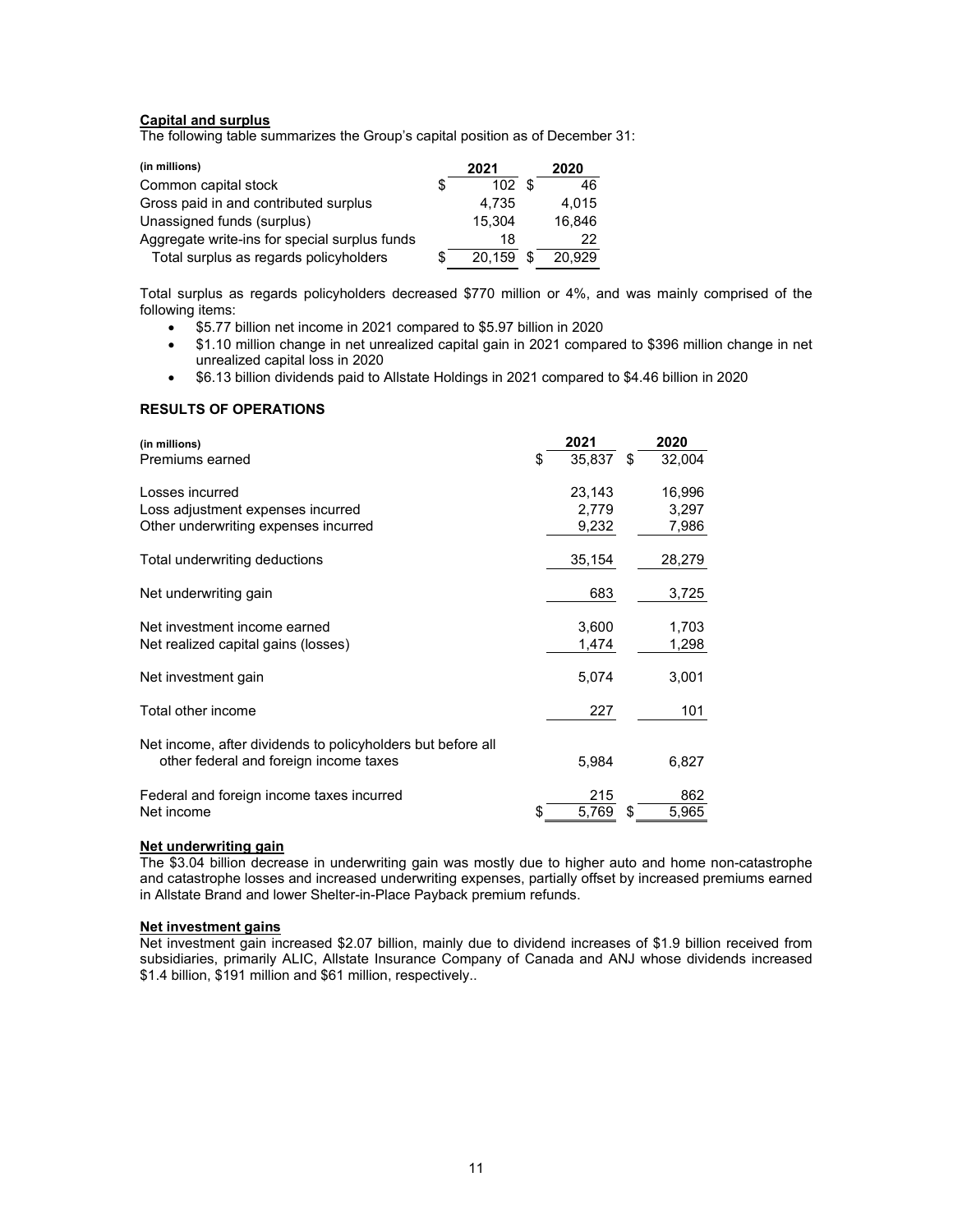**Capital and surplus**

The following table summarizes the Group's capital position as of December 31:

| (in millions) | 2021 | 2020 |
|---|---|---|
| Common capital stock | $ 102 | $ 46 |
| Gross paid in and contributed surplus | 4,735 | 4,015 |
| Unassigned funds (surplus) | 15,304 | 16,846 |
| Aggregate write-ins for special surplus funds | 18 | 22 |
| Total surplus as regards policyholders | $ 20,159 | $ 20,929 |

Total surplus as regards policyholders decreased $770 million or 4%, and was mainly comprised of the following items:

- $5.77 billion net income in 2021 compared to $5.97 billion in 2020
- $1.10 million change in net unrealized capital gain in 2021 compared to $396 million change in net unrealized capital loss in 2020
- $6.13 billion dividends paid to Allstate Holdings in 2021 compared to $4.46 billion in 2020

**RESULTS OF OPERATIONS**

| (in millions) | 2021 | 2020 |
|---|---|---|
| Premiums earned | $ 35,837 | $ 32,004 |
| | | |
| Losses incurred | 23,143 | 16,996 |
| Loss adjustment expenses incurred | 2,779 | 3,297 |
| Other underwriting expenses incurred | 9,232 | 7,986 |
| | | |
| Total underwriting deductions | 35,154 | 28,279 |
| | | |
| Net underwriting gain | 683 | 3,725 |
| | | |
| Net investment income earned | 3,600 | 1,703 |
| Net realized capital gains (losses) | 1,474 | 1,298 |
| | | |
| Net investment gain | 5,074 | 3,001 |
| | | |
| Total other income | 227 | 101 |
| | | |
| Net income, after dividends to policyholders but before all other federal and foreign income taxes | 5,984 | 6,827 |
| | | |
| Federal and foreign income taxes incurred | 215 | 862 |
| Net income | $ 5,769 | $ 5,965 |

**Net underwriting gain**

The $3.04 billion decrease in underwriting gain was mostly due to higher auto and home non-catastrophe and catastrophe losses and increased underwriting expenses, partially offset by increased premiums earned in Allstate Brand and lower Shelter-in-Place Payback premium refunds.

**Net investment gains**

Net investment gain increased $2.07 billion, mainly due to dividend increases of $1.9 billion received from subsidiaries, primarily ALIC, Allstate Insurance Company of Canada and ANJ whose dividends increased $1.4 billion, $191 million and $61 million, respectively..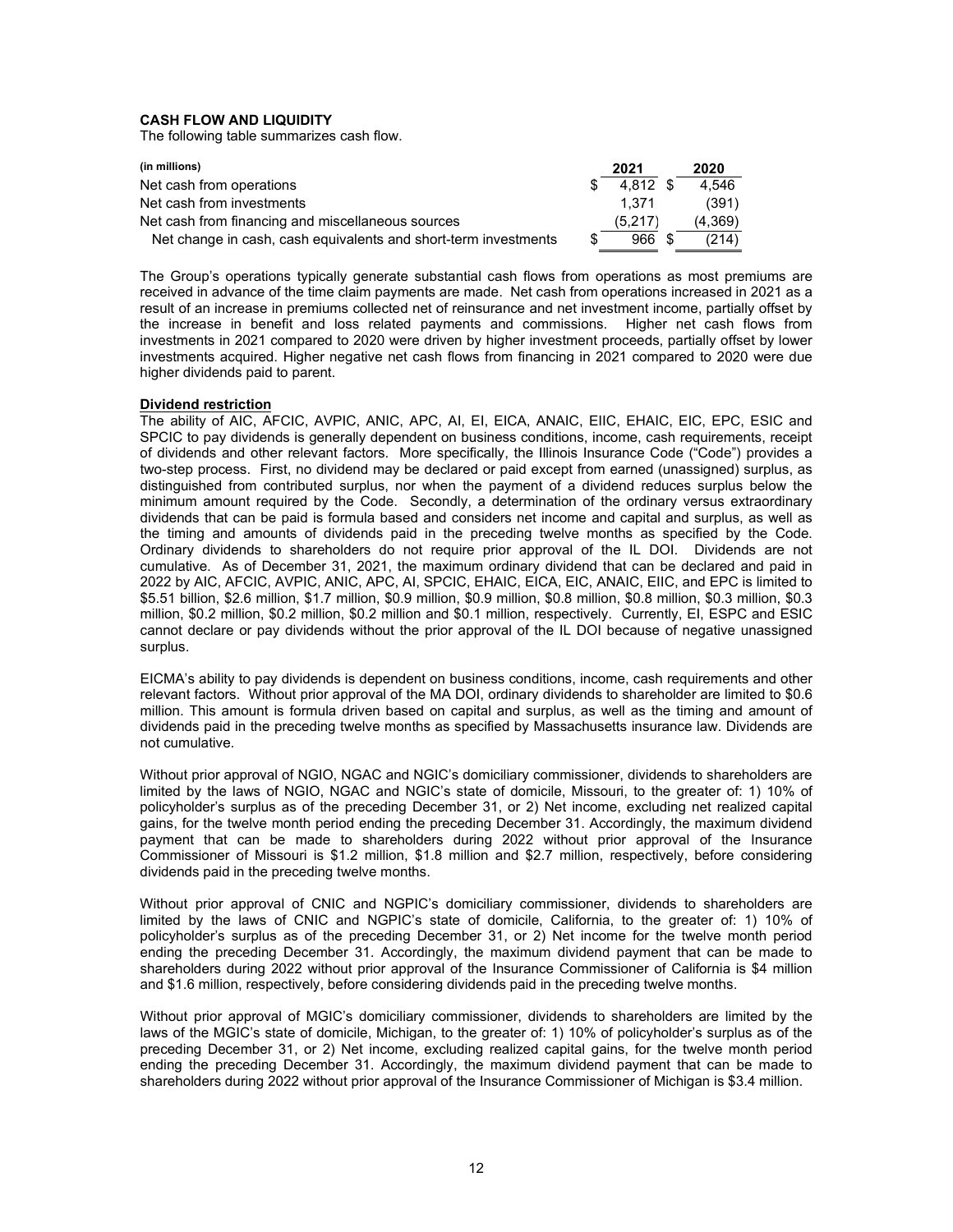## CASH FLOW AND LIQUIDITY

The following table summarizes cash flow.

| (in millions) | 2021 | 2020 |
|---|---|---|
| Net cash from operations | $ 4,812 | $ 4,546 |
| Net cash from investments | 1,371 | (391) |
| Net cash from financing and miscellaneous sources | (5,217) | (4,369) |
| Net change in cash, cash equivalents and short-term investments | $ 966 | $ (214) |

The Group's operations typically generate substantial cash flows from operations as most premiums are received in advance of the time claim payments are made. Net cash from operations increased in 2021 as a result of an increase in premiums collected net of reinsurance and net investment income, partially offset by the increase in benefit and loss related payments and commissions. Higher net cash flows from investments in 2021 compared to 2020 were driven by higher investment proceeds, partially offset by lower investments acquired. Higher negative net cash flows from financing in 2021 compared to 2020 were due higher dividends paid to parent.

**Dividend restriction**

The ability of AIC, AFCIC, AVPIC, ANIC, APC, AI, EI, EICA, ANAIC, EIIC, EHAIC, EIC, EPC, ESIC and SPCIC to pay dividends is generally dependent on business conditions, income, cash requirements, receipt of dividends and other relevant factors. More specifically, the Illinois Insurance Code ("Code") provides a two-step process. First, no dividend may be declared or paid except from earned (unassigned) surplus, as distinguished from contributed surplus, nor when the payment of a dividend reduces surplus below the minimum amount required by the Code. Secondly, a determination of the ordinary versus extraordinary dividends that can be paid is formula based and considers net income and capital and surplus, as well as the timing and amounts of dividends paid in the preceding twelve months as specified by the Code. Ordinary dividends to shareholders do not require prior approval of the IL DOI. Dividends are not cumulative. As of December 31, 2021, the maximum ordinary dividend that can be declared and paid in 2022 by AIC, AFCIC, AVPIC, ANIC, APC, AI, SPCIC, EHAIC, EICA, EIC, ANAIC, EIIC, and EPC is limited to $5.51 billion, $2.6 million, $1.7 million, $0.9 million, $0.9 million, $0.8 million, $0.8 million, $0.3 million, $0.3 million, $0.2 million, $0.2 million, $0.2 million and $0.1 million, respectively. Currently, EI, ESPC and ESIC cannot declare or pay dividends without the prior approval of the IL DOI because of negative unassigned surplus.

EICMA's ability to pay dividends is dependent on business conditions, income, cash requirements and other relevant factors. Without prior approval of the MA DOI, ordinary dividends to shareholder are limited to $0.6 million. This amount is formula driven based on capital and surplus, as well as the timing and amount of dividends paid in the preceding twelve months as specified by Massachusetts insurance law. Dividends are not cumulative.

Without prior approval of NGIO, NGAC and NGIC's domiciliary commissioner, dividends to shareholders are limited by the laws of NGIO, NGAC and NGIC's state of domicile, Missouri, to the greater of: 1) 10% of policyholder's surplus as of the preceding December 31, or 2) Net income, excluding net realized capital gains, for the twelve month period ending the preceding December 31. Accordingly, the maximum dividend payment that can be made to shareholders during 2022 without prior approval of the Insurance Commissioner of Missouri is $1.2 million, $1.8 million and $2.7 million, respectively, before considering dividends paid in the preceding twelve months.

Without prior approval of CNIC and NGPIC's domiciliary commissioner, dividends to shareholders are limited by the laws of CNIC and NGPIC's state of domicile, California, to the greater of: 1) 10% of policyholder's surplus as of the preceding December 31, or 2) Net income for the twelve month period ending the preceding December 31. Accordingly, the maximum dividend payment that can be made to shareholders during 2022 without prior approval of the Insurance Commissioner of California is $4 million and $1.6 million, respectively, before considering dividends paid in the preceding twelve months.

Without prior approval of MGIC's domiciliary commissioner, dividends to shareholders are limited by the laws of the MGIC's state of domicile, Michigan, to the greater of: 1) 10% of policyholder's surplus as of the preceding December 31, or 2) Net income, excluding realized capital gains, for the twelve month period ending the preceding December 31. Accordingly, the maximum dividend payment that can be made to shareholders during 2022 without prior approval of the Insurance Commissioner of Michigan is $3.4 million.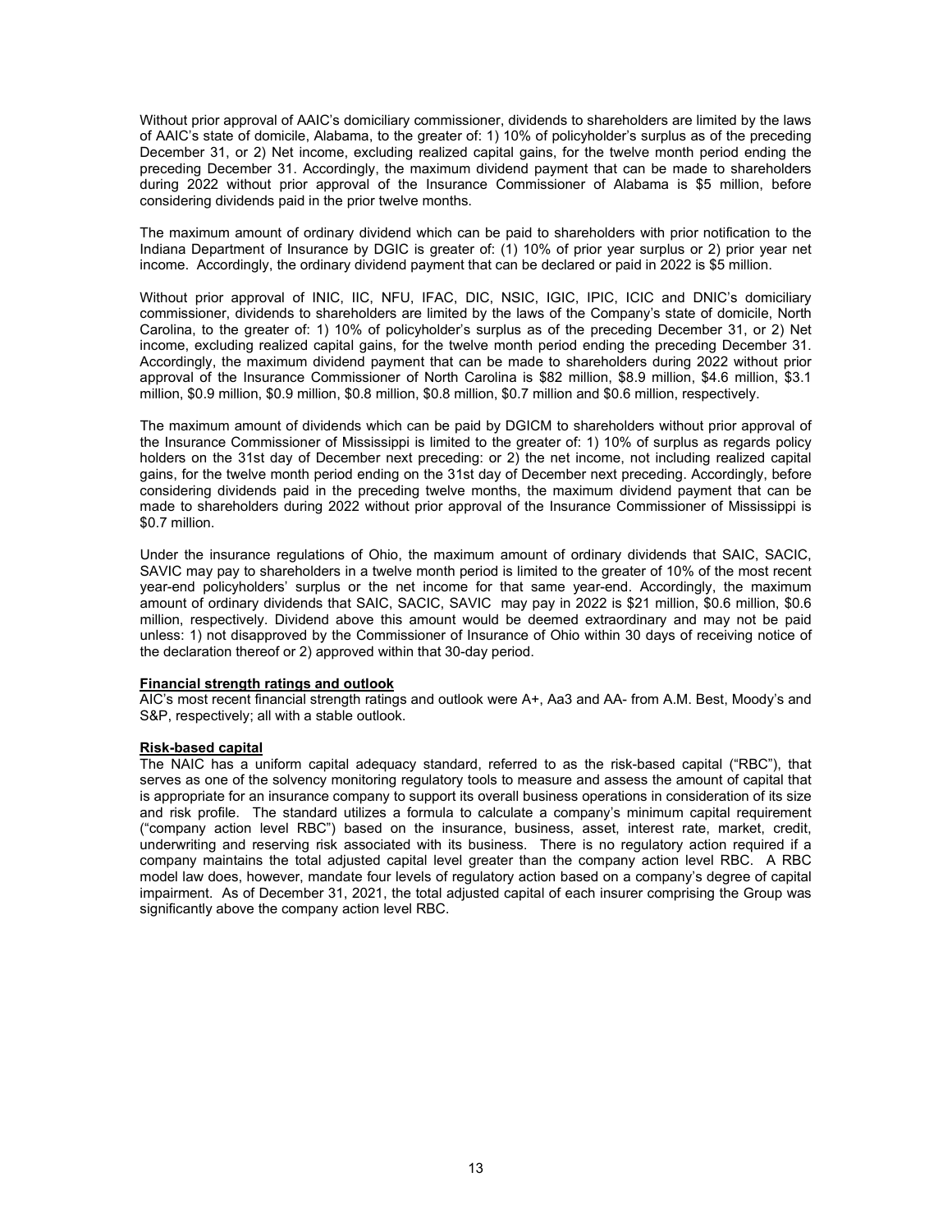Without prior approval of AAIC's domiciliary commissioner, dividends to shareholders are limited by the laws of AAIC's state of domicile, Alabama, to the greater of: 1) 10% of policyholder's surplus as of the preceding December 31, or 2) Net income, excluding realized capital gains, for the twelve month period ending the preceding December 31. Accordingly, the maximum dividend payment that can be made to shareholders during 2022 without prior approval of the Insurance Commissioner of Alabama is \$5 million, before considering dividends paid in the prior twelve months.

The maximum amount of ordinary dividend which can be paid to shareholders with prior notification to the Indiana Department of Insurance by DGIC is greater of: (1) 10% of prior year surplus or 2) prior year net income. Accordingly, the ordinary dividend payment that can be declared or paid in 2022 is \$5 million.

Without prior approval of INIC, IIC, NFU, IFAC, DIC, NSIC, IGIC, IPIC, ICIC and DNIC's domiciliary commissioner, dividends to shareholders are limited by the laws of the Company's state of domicile, North Carolina, to the greater of: 1) 10% of policyholder's surplus as of the preceding December 31, or 2) Net income, excluding realized capital gains, for the twelve month period ending the preceding December 31. Accordingly, the maximum dividend payment that can be made to shareholders during 2022 without prior approval of the Insurance Commissioner of North Carolina is \$82 million, \$8.9 million, \$4.6 million, \$3.1 million, \$0.9 million, \$0.9 million, \$0.8 million, \$0.8 million, \$0.7 million and \$0.6 million, respectively.

The maximum amount of dividends which can be paid by DGICM to shareholders without prior approval of the Insurance Commissioner of Mississippi is limited to the greater of: 1) 10% of surplus as regards policy holders on the 31st day of December next preceding: or 2) the net income, not including realized capital gains, for the twelve month period ending on the 31st day of December next preceding. Accordingly, before considering dividends paid in the preceding twelve months, the maximum dividend payment that can be made to shareholders during 2022 without prior approval of the Insurance Commissioner of Mississippi is \$0.7 million.

Under the insurance regulations of Ohio, the maximum amount of ordinary dividends that SAIC, SACIC, SAVIC may pay to shareholders in a twelve month period is limited to the greater of 10% of the most recent year-end policyholders' surplus or the net income for that same year-end. Accordingly, the maximum amount of ordinary dividends that SAIC, SACIC, SAVIC may pay in 2022 is \$21 million, \$0.6 million, \$0.6 million, respectively. Dividend above this amount would be deemed extraordinary and may not be paid unless: 1) not disapproved by the Commissioner of Insurance of Ohio within 30 days of receiving notice of the declaration thereof or 2) approved within that 30-day period.

**Financial strength ratings and outlook**

AIC's most recent financial strength ratings and outlook were A+, Aa3 and AA- from A.M. Best, Moody's and S&P, respectively; all with a stable outlook.

**Risk-based capital**

The NAIC has a uniform capital adequacy standard, referred to as the risk-based capital ("RBC"), that serves as one of the solvency monitoring regulatory tools to measure and assess the amount of capital that is appropriate for an insurance company to support its overall business operations in consideration of its size and risk profile. The standard utilizes a formula to calculate a company's minimum capital requirement ("company action level RBC") based on the insurance, business, asset, interest rate, market, credit, underwriting and reserving risk associated with its business. There is no regulatory action required if a company maintains the total adjusted capital level greater than the company action level RBC. A RBC model law does, however, mandate four levels of regulatory action based on a company's degree of capital impairment. As of December 31, 2021, the total adjusted capital of each insurer comprising the Group was significantly above the company action level RBC.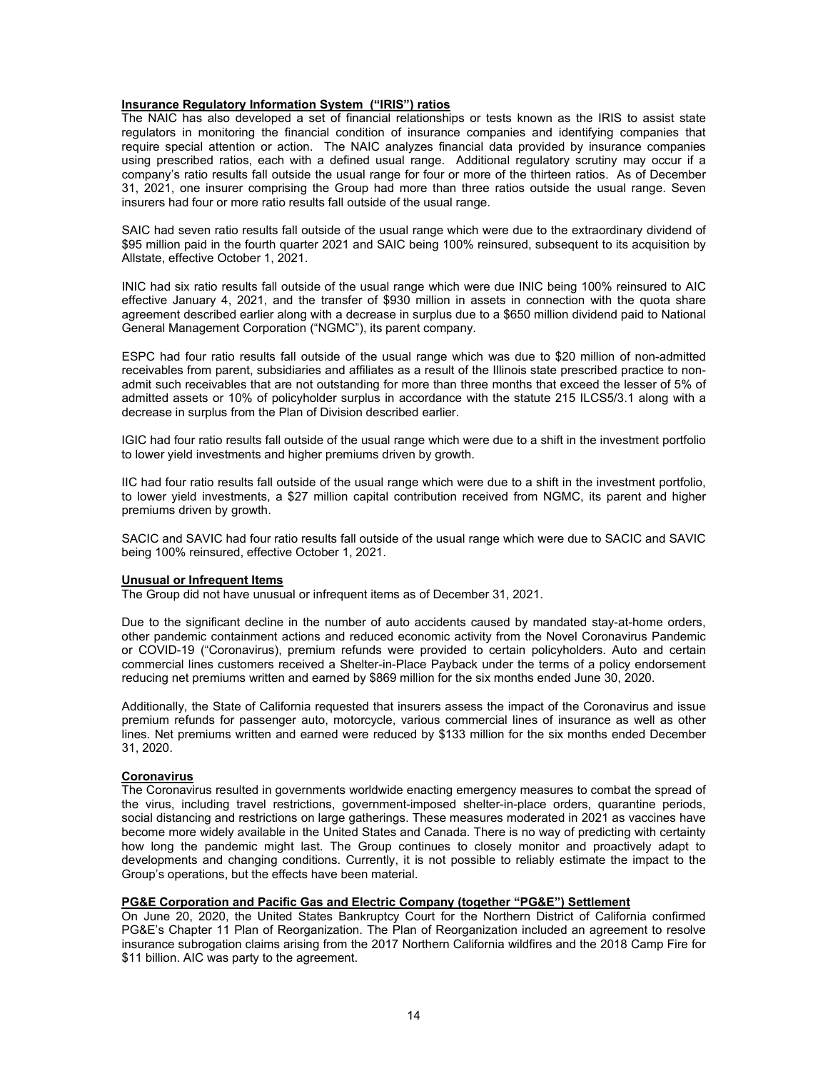**Insurance Regulatory Information System ("IRIS") ratios**

The NAIC has also developed a set of financial relationships or tests known as the IRIS to assist state regulators in monitoring the financial condition of insurance companies and identifying companies that require special attention or action. The NAIC analyzes financial data provided by insurance companies using prescribed ratios, each with a defined usual range. Additional regulatory scrutiny may occur if a company's ratio results fall outside the usual range for four or more of the thirteen ratios. As of December 31, 2021, one insurer comprising the Group had more than three ratios outside the usual range. Seven insurers had four or more ratio results fall outside of the usual range.

SAIC had seven ratio results fall outside of the usual range which were due to the extraordinary dividend of $95 million paid in the fourth quarter 2021 and SAIC being 100% reinsured, subsequent to its acquisition by Allstate, effective October 1, 2021.

INIC had six ratio results fall outside of the usual range which were due INIC being 100% reinsured to AIC effective January 4, 2021, and the transfer of $930 million in assets in connection with the quota share agreement described earlier along with a decrease in surplus due to a $650 million dividend paid to National General Management Corporation ("NGMC"), its parent company.

ESPC had four ratio results fall outside of the usual range which was due to $20 million of non-admitted receivables from parent, subsidiaries and affiliates as a result of the Illinois state prescribed practice to non-admit such receivables that are not outstanding for more than three months that exceed the lesser of 5% of admitted assets or 10% of policyholder surplus in accordance with the statute 215 ILCS5/3.1 along with a decrease in surplus from the Plan of Division described earlier.

IGIC had four ratio results fall outside of the usual range which were due to a shift in the investment portfolio to lower yield investments and higher premiums driven by growth.

IIC had four ratio results fall outside of the usual range which were due to a shift in the investment portfolio, to lower yield investments, a $27 million capital contribution received from NGMC, its parent and higher premiums driven by growth.

SACIC and SAVIC had four ratio results fall outside of the usual range which were due to SACIC and SAVIC being 100% reinsured, effective October 1, 2021.

**Unusual or Infrequent Items**

The Group did not have unusual or infrequent items as of December 31, 2021.

Due to the significant decline in the number of auto accidents caused by mandated stay-at-home orders, other pandemic containment actions and reduced economic activity from the Novel Coronavirus Pandemic or COVID-19 ("Coronavirus"), premium refunds were provided to certain policyholders. Auto and certain commercial lines customers received a Shelter-in-Place Payback under the terms of a policy endorsement reducing net premiums written and earned by $869 million for the six months ended June 30, 2020.

Additionally, the State of California requested that insurers assess the impact of the Coronavirus and issue premium refunds for passenger auto, motorcycle, various commercial lines of insurance as well as other lines. Net premiums written and earned were reduced by $133 million for the six months ended December 31, 2020.

**Coronavirus**

The Coronavirus resulted in governments worldwide enacting emergency measures to combat the spread of the virus, including travel restrictions, government-imposed shelter-in-place orders, quarantine periods, social distancing and restrictions on large gatherings. These measures moderated in 2021 as vaccines have become more widely available in the United States and Canada. There is no way of predicting with certainty how long the pandemic might last. The Group continues to closely monitor and proactively adapt to developments and changing conditions. Currently, it is not possible to reliably estimate the impact to the Group's operations, but the effects have been material.

**PG&E Corporation and Pacific Gas and Electric Company (together "PG&E") Settlement**

On June 20, 2020, the United States Bankruptcy Court for the Northern District of California confirmed PG&E's Chapter 11 Plan of Reorganization. The Plan of Reorganization included an agreement to resolve insurance subrogation claims arising from the 2017 Northern California wildfires and the 2018 Camp Fire for $11 billion. AIC was party to the agreement.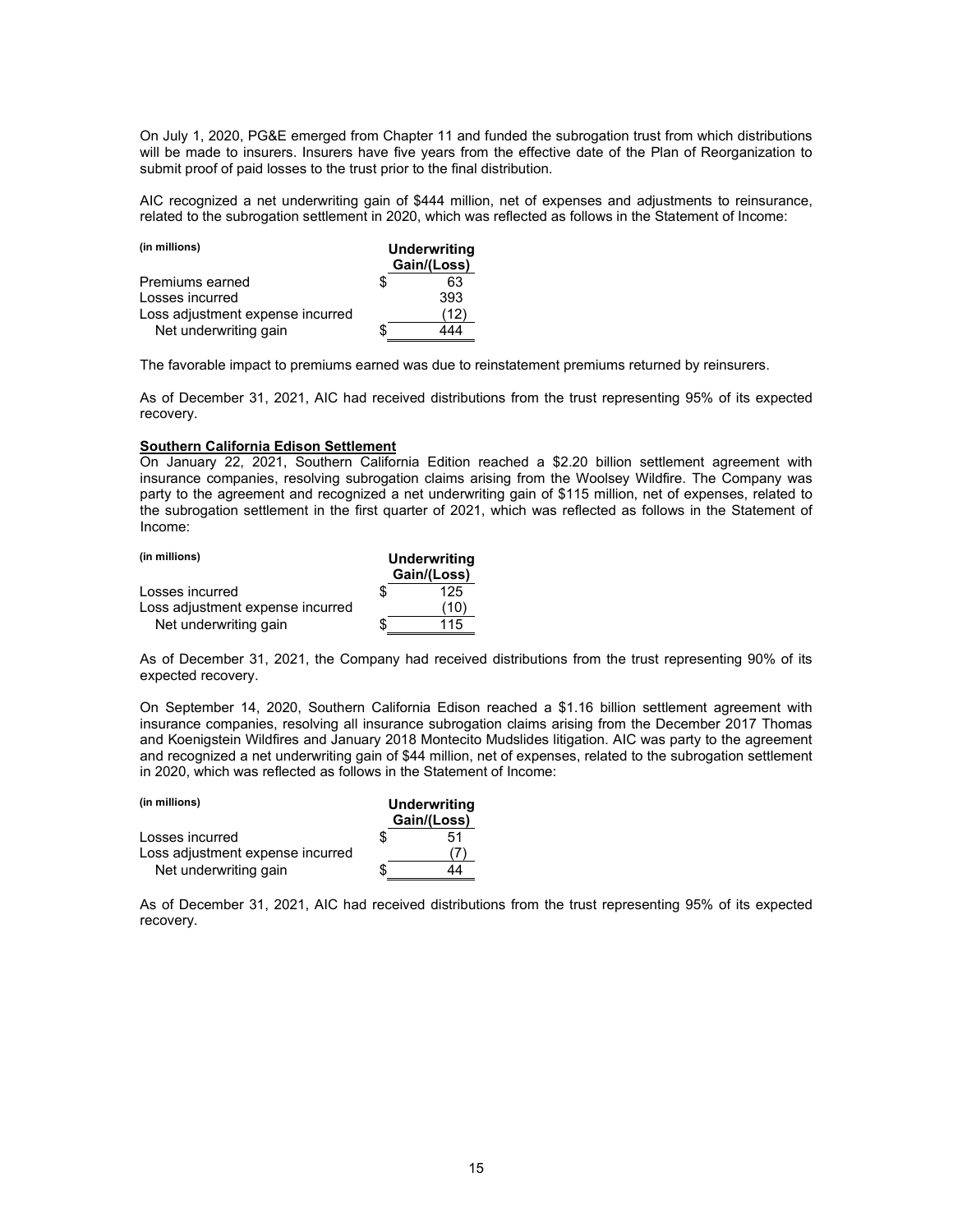On July 1, 2020, PG&E emerged from Chapter 11 and funded the subrogation trust from which distributions will be made to insurers. Insurers have five years from the effective date of the Plan of Reorganization to submit proof of paid losses to the trust prior to the final distribution.

AIC recognized a net underwriting gain of $444 million, net of expenses and adjustments to reinsurance, related to the subrogation settlement in 2020, which was reflected as follows in the Statement of Income:

| (in millions) | Underwriting Gain/(Loss) |
|---|---|
| Premiums earned | $ 63 |
| Losses incurred | 393 |
| Loss adjustment expense incurred | (12) |
| Net underwriting gain | $ 444 |

The favorable impact to premiums earned was due to reinstatement premiums returned by reinsurers.

As of December 31, 2021, AIC had received distributions from the trust representing 95% of its expected recovery.

**Southern California Edison Settlement**

On January 22, 2021, Southern California Edition reached a $2.20 billion settlement agreement with insurance companies, resolving subrogation claims arising from the Woolsey Wildfire. The Company was party to the agreement and recognized a net underwriting gain of $115 million, net of expenses, related to the subrogation settlement in the first quarter of 2021, which was reflected as follows in the Statement of Income:

| (in millions) | Underwriting Gain/(Loss) |
|---|---|
| Losses incurred | $ 125 |
| Loss adjustment expense incurred | (10) |
| Net underwriting gain | $ 115 |

As of December 31, 2021, the Company had received distributions from the trust representing 90% of its expected recovery.

On September 14, 2020, Southern California Edison reached a $1.16 billion settlement agreement with insurance companies, resolving all insurance subrogation claims arising from the December 2017 Thomas and Koenigstein Wildfires and January 2018 Montecito Mudslides litigation. AIC was party to the agreement and recognized a net underwriting gain of $44 million, net of expenses, related to the subrogation settlement in 2020, which was reflected as follows in the Statement of Income:

| (in millions) | Underwriting Gain/(Loss) |
|---|---|
| Losses incurred | $ 51 |
| Loss adjustment expense incurred | (7) |
| Net underwriting gain | $ 44 |

As of December 31, 2021, AIC had received distributions from the trust representing 95% of its expected recovery.